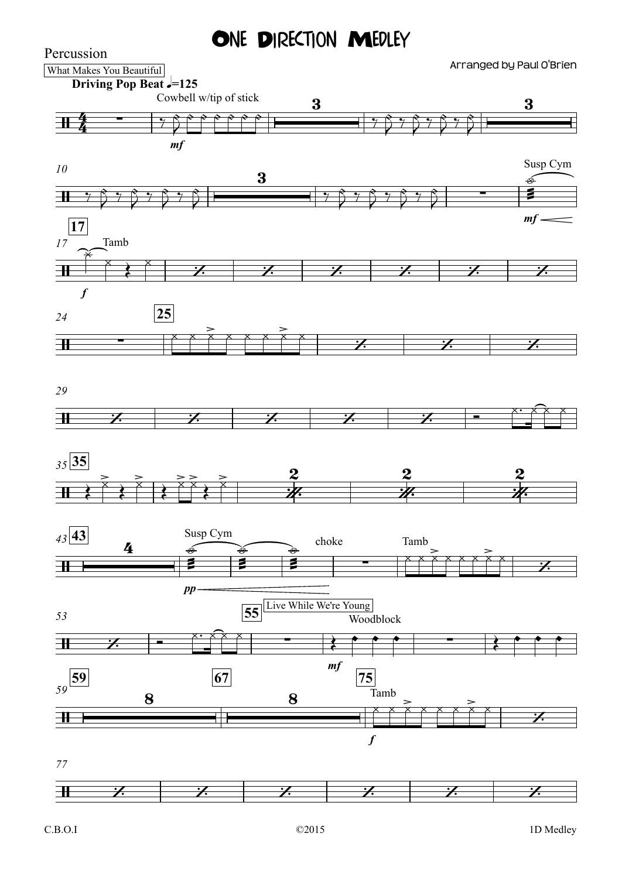# One Direction Medley

Percussion

Arranged by Paul O'Brien

What Makes You Beautiful

**Driving Pop Beat** ♩=125

Cowbell w/tip of stick

*mf*

Susp Cym

*mf*

Tamb

*f*

Susp Cym

*pp*

choke

Tamb

Live While We're Young

Woodblock

*mf*

Tamb

*f*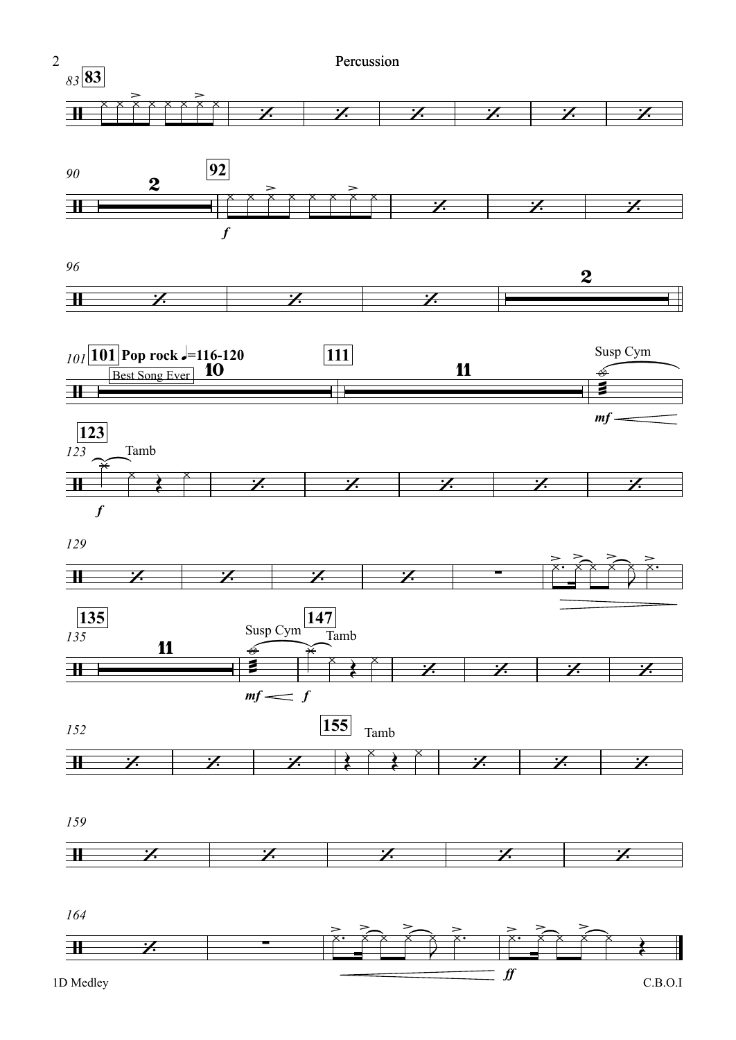83

90 2 92

*f*

96 2

101 **101 Pop rock** ♩=116-120 111

Best Song Ever

10 11

Susp Cym

*mf*

123

Tamb

*f*

129

135 11 Susp Cym 147

Tamb

*mf* *f*

152 155 Tamb

159

164

*ff*